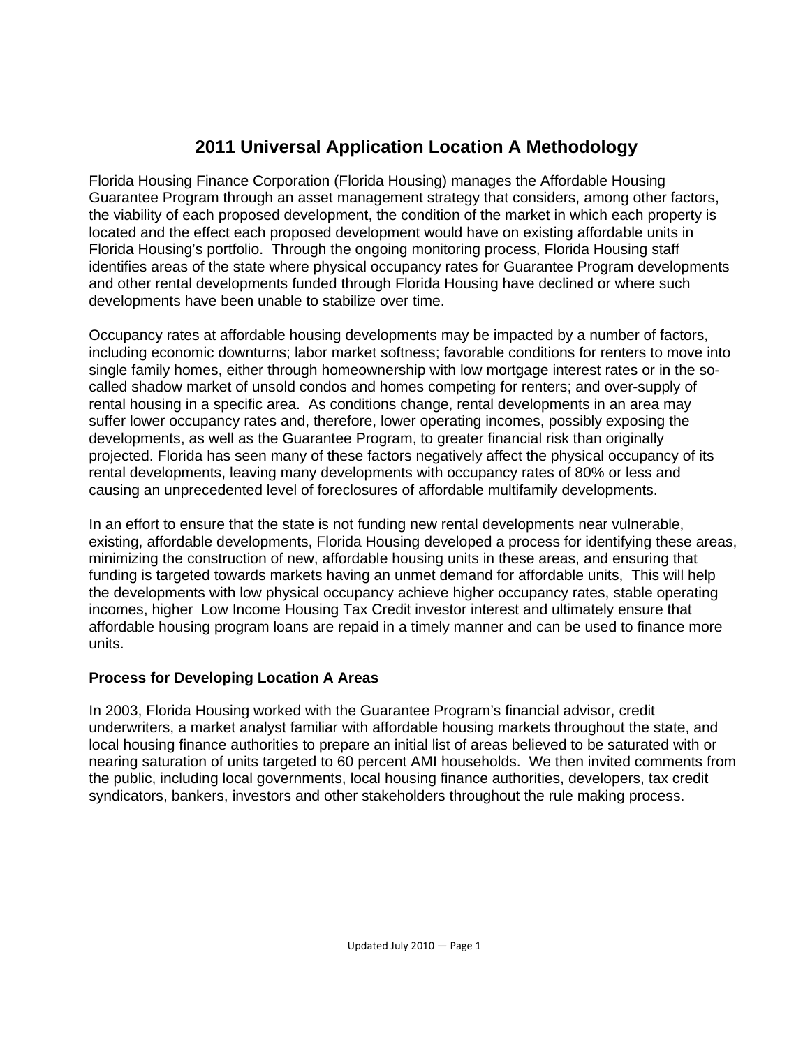# 2011 Universal Application Location A Methodology

Florida Housing Finance Corporation (Florida Housing) manages the Affordable Housing Guarantee Program through an asset management strategy that considers, among other factors, the viability of each proposed development, the condition of the market in which each property is located and the effect each proposed development would have on existing affordable units in Florida Housing's portfolio. Through the ongoing monitoring process, Florida Housing staff identifies areas of the state where physical occupancy rates for Guarantee Program developments and other rental developments funded through Florida Housing have declined or where such developments have been unable to stabilize over time.

Occupancy rates at affordable housing developments may be impacted by a number of factors, including economic downturns; labor market softness; favorable conditions for renters to move into single family homes, either through homeownership with low mortgage interest rates or in the so-called shadow market of unsold condos and homes competing for renters; and over-supply of rental housing in a specific area. As conditions change, rental developments in an area may suffer lower occupancy rates and, therefore, lower operating incomes, possibly exposing the developments, as well as the Guarantee Program, to greater financial risk than originally projected. Florida has seen many of these factors negatively affect the physical occupancy of its rental developments, leaving many developments with occupancy rates of 80% or less and causing an unprecedented level of foreclosures of affordable multifamily developments.

In an effort to ensure that the state is not funding new rental developments near vulnerable, existing, affordable developments, Florida Housing developed a process for identifying these areas, minimizing the construction of new, affordable housing units in these areas, and ensuring that funding is targeted towards markets having an unmet demand for affordable units, This will help the developments with low physical occupancy achieve higher occupancy rates, stable operating incomes, higher Low Income Housing Tax Credit investor interest and ultimately ensure that affordable housing program loans are repaid in a timely manner and can be used to finance more units.

### Process for Developing Location A Areas

In 2003, Florida Housing worked with the Guarantee Program's financial advisor, credit underwriters, a market analyst familiar with affordable housing markets throughout the state, and local housing finance authorities to prepare an initial list of areas believed to be saturated with or nearing saturation of units targeted to 60 percent AMI households. We then invited comments from the public, including local governments, local housing finance authorities, developers, tax credit syndicators, bankers, investors and other stakeholders throughout the rule making process.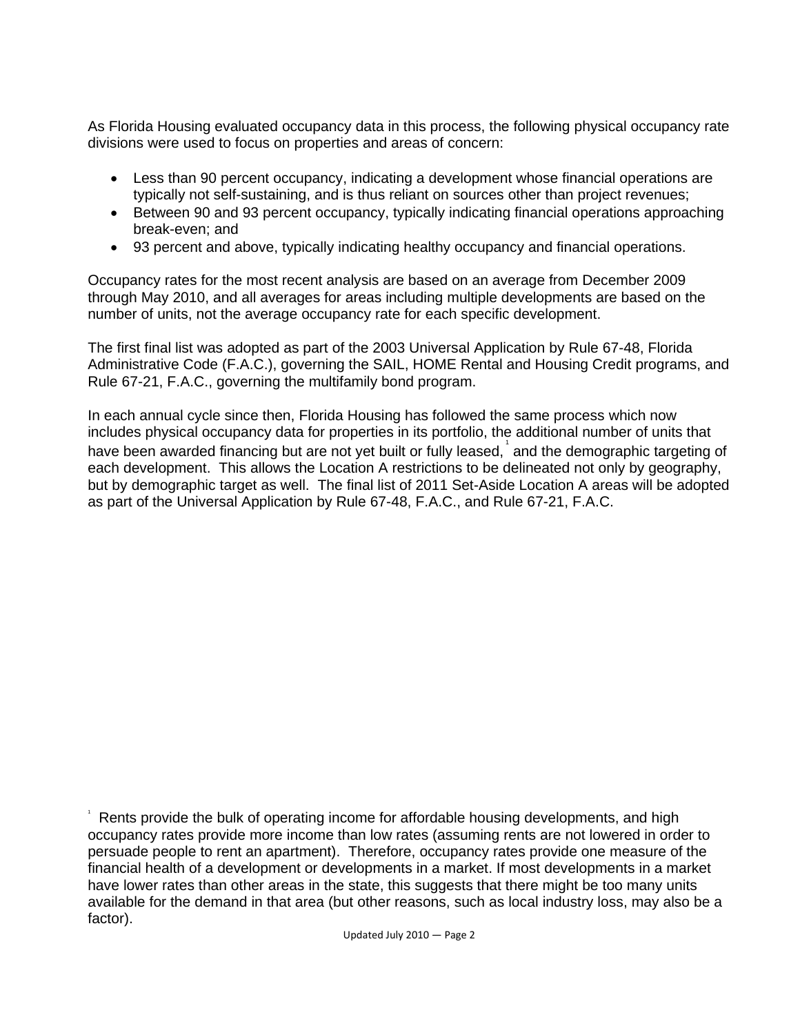As Florida Housing evaluated occupancy data in this process, the following physical occupancy rate divisions were used to focus on properties and areas of concern:

- Less than 90 percent occupancy, indicating a development whose financial operations are typically not self-sustaining, and is thus reliant on sources other than project revenues;
- Between 90 and 93 percent occupancy, typically indicating financial operations approaching break-even; and
- 93 percent and above, typically indicating healthy occupancy and financial operations.

Occupancy rates for the most recent analysis are based on an average from December 2009 through May 2010, and all averages for areas including multiple developments are based on the number of units, not the average occupancy rate for each specific development.

The first final list was adopted as part of the 2003 Universal Application by Rule 67-48, Florida Administrative Code (F.A.C.), governing the SAIL, HOME Rental and Housing Credit programs, and Rule 67-21, F.A.C., governing the multifamily bond program.

In each annual cycle since then, Florida Housing has followed the same process which now includes physical occupancy data for properties in its portfolio, the additional number of units that have been awarded financing but are not yet built or fully leased,[1] and the demographic targeting of each development. This allows the Location A restrictions to be delineated not only by geography, but by demographic target as well. The final list of 2011 Set-Aside Location A areas will be adopted as part of the Universal Application by Rule 67-48, F.A.C., and Rule 67-21, F.A.C.

[1] Rents provide the bulk of operating income for affordable housing developments, and high occupancy rates provide more income than low rates (assuming rents are not lowered in order to persuade people to rent an apartment). Therefore, occupancy rates provide one measure of the financial health of a development or developments in a market. If most developments in a market have lower rates than other areas in the state, this suggests that there might be too many units available for the demand in that area (but other reasons, such as local industry loss, may also be a factor).